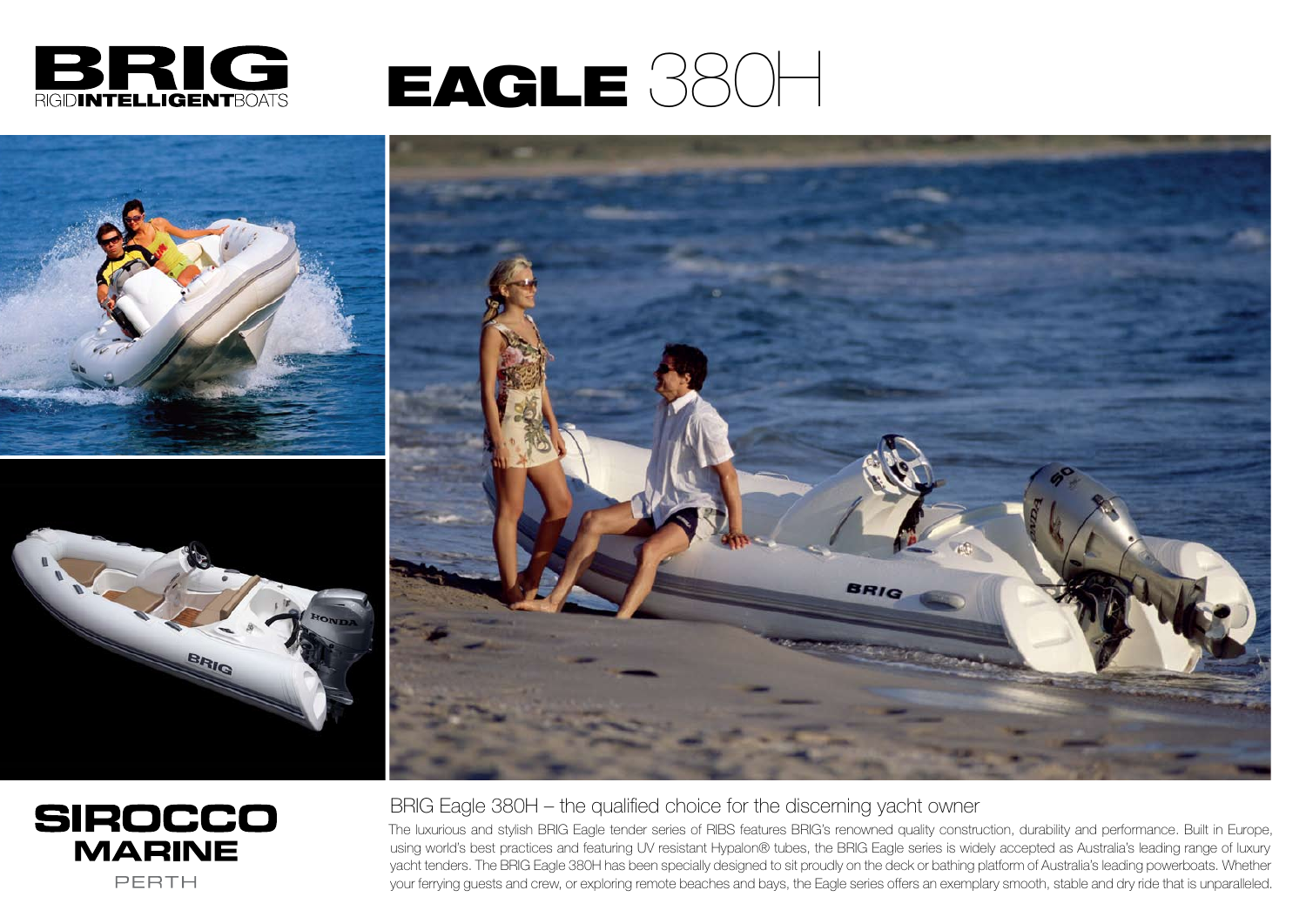# BRIG

RIGID**INTELLIGENT**BOATS

# EAGLE 380H

**SIROCCO MARINE**

PERTH

## BRIG Eagle 380H – the qualified choice for the discerning yacht owner

The luxurious and stylish BRIG Eagle tender series of RIBS features BRIG's renowned quality construction, durability and performance. Built in Europe, using world's best practices and featuring UV resistant Hypalon® tubes, the BRIG Eagle series is widely accepted as Australia's leading range of luxury yacht tenders. The BRIG Eagle 380H has been specially designed to sit proudly on the deck or bathing platform of Australia's leading powerboats. Whether your ferrying guests and crew, or exploring remote beaches and bays, the Eagle series offers an exemplary smooth, stable and dry ride that is unparalleled.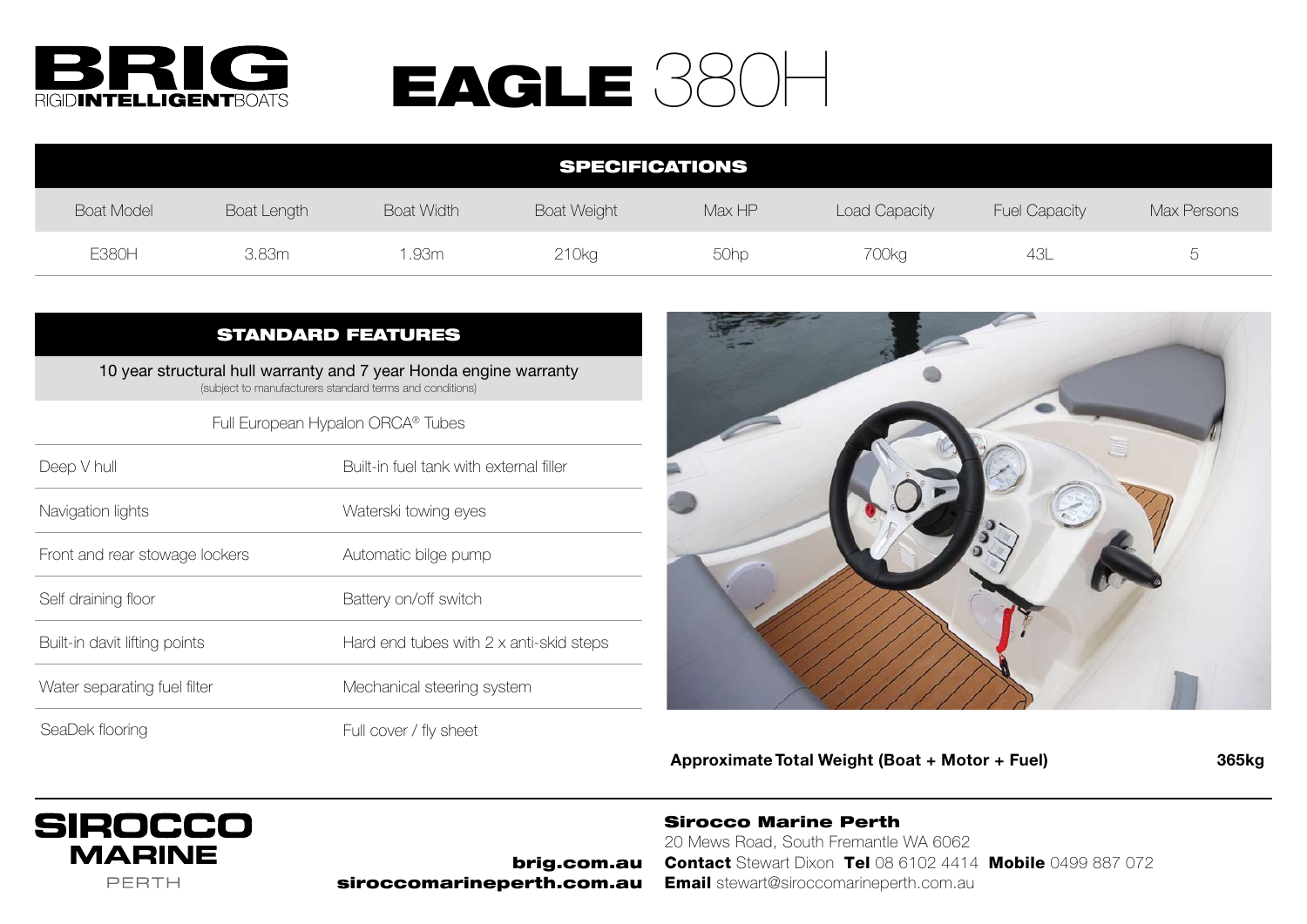# BRIG RIGIDINTELLIGENTBOATS

# EAGLE 380H

## SPECIFICATIONS

| Boat Model | Boat Length | Boat Width | Boat Weight | Max HP | Load Capacity | Fuel Capacity | Max Persons |
|---|---|---|---|---|---|---|---|
| E380H | 3.83m | 1.93m | 210kg | 50hp | 700kg | 43L | 5 |

## STANDARD FEATURES

10 year structural hull warranty and 7 year Honda engine warranty
(subject to manufacturers standard terms and conditions)

Full European Hypalon ORCA® Tubes

| | |
|---|---|
| Deep V hull | Built-in fuel tank with external filler |
| Navigation lights | Waterski towing eyes |
| Front and rear stowage lockers | Automatic bilge pump |
| Self draining floor | Battery on/off switch |
| Built-in davit lifting points | Hard end tubes with 2 x anti-skid steps |
| Water separating fuel filter | Mechanical steering system |
| SeaDek flooring | Full cover / fly sheet |

**Approximate Total Weight (Boat + Motor + Fuel)** **365kg**

SIROCCO MARINE PERTH

**brig.com.au**
**siroccomarineperth.com.au**

**Sirocco Marine Perth**
20 Mews Road, South Fremantle WA 6062
**Contact** Stewart Dixon **Tel** 08 6102 4414 **Mobile** 0499 887 072
**Email** stewart@siroccomarineperth.com.au